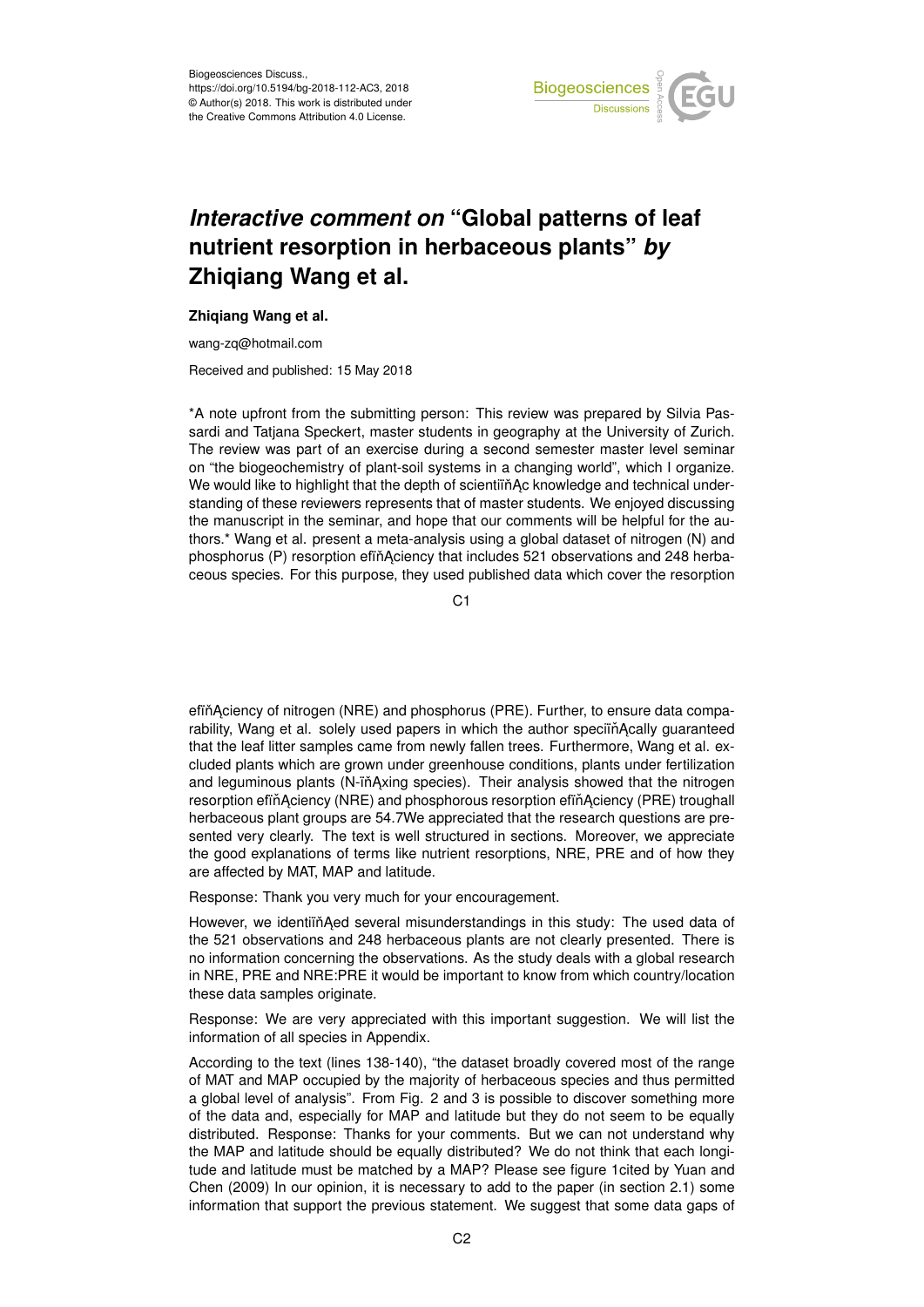Biogeosciences Discuss.,
https://doi.org/10.5194/bg-2018-112-AC3, 2018
© Author(s) 2018. This work is distributed under
the Creative Commons Attribution 4.0 License.

# *Interactive comment on* "Global patterns of leaf nutrient resorption in herbaceous plants" *by* Zhiqiang Wang et al.

**Zhiqiang Wang et al.**

wang-zq@hotmail.com

Received and published: 15 May 2018

*A note upfront from the submitting person: This review was prepared by Silvia Passardi and Tatjana Speckert, master students in geography at the University of Zurich. The review was part of an exercise during a second semester master level seminar on "the biogeochemistry of plant-soil systems in a changing world", which I organize. We would like to highlight that the depth of scientiïňĄc knowledge and technical understanding of these reviewers represents that of master students. We enjoyed discussing the manuscript in the seminar, and hope that our comments will be helpful for the authors.* Wang et al. present a meta-analysis using a global dataset of nitrogen (N) and phosphorus (P) resorption efïňĄciency that includes 521 observations and 248 herbaceous species. For this purpose, they used published data which cover the resorption efïňĄciency of nitrogen (NRE) and phosphorus (PRE). Further, to ensure data comparability, Wang et al. solely used papers in which the author speciïňĄcally guaranteed that the leaf litter samples came from newly fallen trees. Furthermore, Wang et al. excluded plants which are grown under greenhouse conditions, plants under fertilization and leguminous plants (N-ïňĄxing species). Their analysis showed that the nitrogen resorption efïňĄciency (NRE) and phosphorous resorption efïňĄciency (PRE) troughall herbaceous plant groups are 54.7We appreciated that the research questions are presented very clearly. The text is well structured in sections. Moreover, we appreciate the good explanations of terms like nutrient resorptions, NRE, PRE and of how they are affected by MAT, MAP and latitude.

Response: Thank you very much for your encouragement.

However, we identiïňĄed several misunderstandings in this study: The used data of the 521 observations and 248 herbaceous plants are not clearly presented. There is no information concerning the observations. As the study deals with a global research in NRE, PRE and NRE:PRE it would be important to know from which country/location these data samples originate.

Response: We are very appreciated with this important suggestion. We will list the information of all species in Appendix.

According to the text (lines 138-140), "the dataset broadly covered most of the range of MAT and MAP occupied by the majority of herbaceous species and thus permitted a global level of analysis". From Fig. 2 and 3 is possible to discover something more of the data and, especially for MAP and latitude but they do not seem to be equally distributed. Response: Thanks for your comments. But we can not understand why the MAP and latitude should be equally distributed? We do not think that each longitude and latitude must be matched by a MAP? Please see figure 1cited by Yuan and Chen (2009) In our opinion, it is necessary to add to the paper (in section 2.1) some information that support the previous statement. We suggest that some data gaps of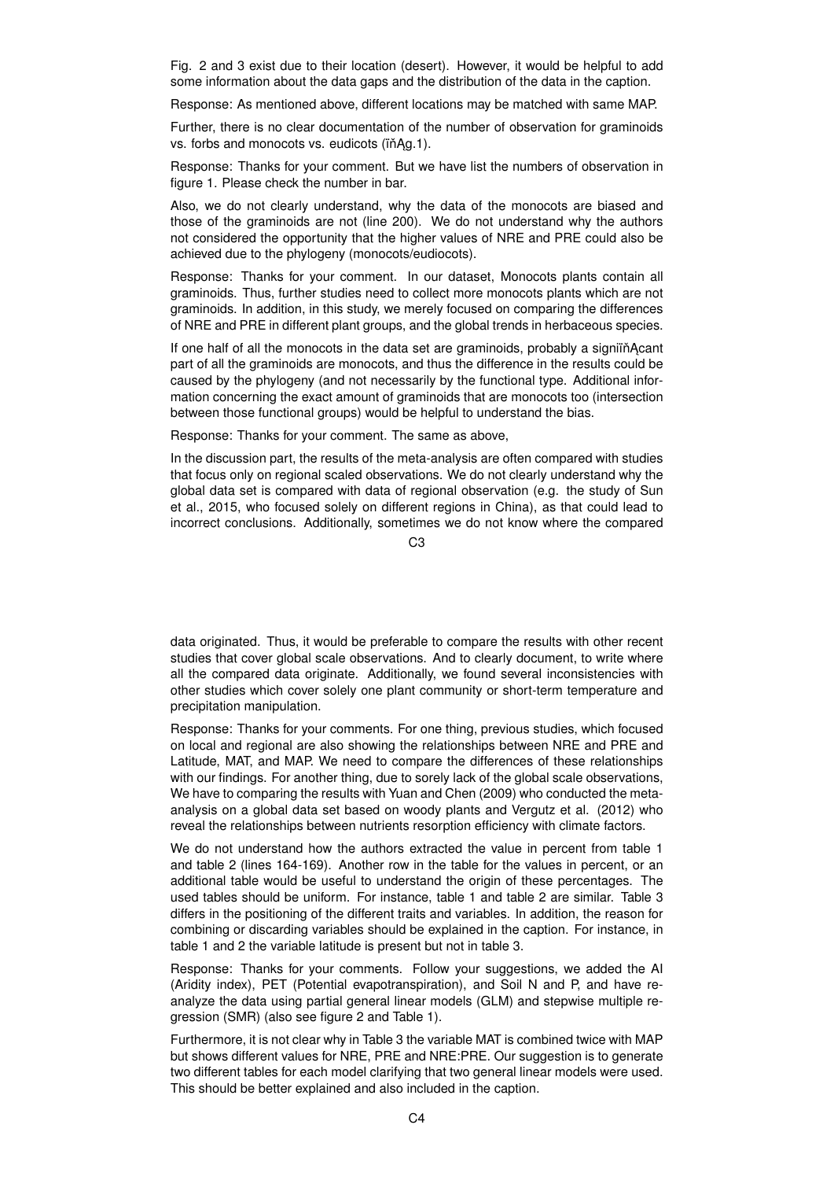Fig. 2 and 3 exist due to their location (desert). However, it would be helpful to add some information about the data gaps and the distribution of the data in the caption.

Response: As mentioned above, different locations may be matched with same MAP.

Further, there is no clear documentation of the number of observation for graminoids vs. forbs and monocots vs. eudicots (ïňAg.1).

Response: Thanks for your comment. But we have list the numbers of observation in figure 1. Please check the number in bar.

Also, we do not clearly understand, why the data of the monocots are biased and those of the graminoids are not (line 200). We do not understand why the authors not considered the opportunity that the higher values of NRE and PRE could also be achieved due to the phylogeny (monocots/eudiocots).

Response: Thanks for your comment. In our dataset, Monocots plants contain all graminoids. Thus, further studies need to collect more monocots plants which are not graminoids. In addition, in this study, we merely focused on comparing the differences of NRE and PRE in different plant groups, and the global trends in herbaceous species.

If one half of all the monocots in the data set are graminoids, probably a signiïňAcant part of all the graminoids are monocots, and thus the difference in the results could be caused by the phylogeny (and not necessarily by the functional type. Additional information concerning the exact amount of graminoids that are monocots too (intersection between those functional groups) would be helpful to understand the bias.

Response: Thanks for your comment. The same as above,

In the discussion part, the results of the meta-analysis are often compared with studies that focus only on regional scaled observations. We do not clearly understand why the global data set is compared with data of regional observation (e.g. the study of Sun et al., 2015, who focused solely on different regions in China), as that could lead to incorrect conclusions. Additionally, sometimes we do not know where the compared data originated. Thus, it would be preferable to compare the results with other recent studies that cover global scale observations. And to clearly document, to write where all the compared data originate. Additionally, we found several inconsistencies with other studies which cover solely one plant community or short-term temperature and precipitation manipulation.

Response: Thanks for your comments. For one thing, previous studies, which focused on local and regional are also showing the relationships between NRE and PRE and Latitude, MAT, and MAP. We need to compare the differences of these relationships with our findings. For another thing, due to sorely lack of the global scale observations, We have to comparing the results with Yuan and Chen (2009) who conducted the meta-analysis on a global data set based on woody plants and Vergutz et al. (2012) who reveal the relationships between nutrients resorption efficiency with climate factors.

We do not understand how the authors extracted the value in percent from table 1 and table 2 (lines 164-169). Another row in the table for the values in percent, or an additional table would be useful to understand the origin of these percentages. The used tables should be uniform. For instance, table 1 and table 2 are similar. Table 3 differs in the positioning of the different traits and variables. In addition, the reason for combining or discarding variables should be explained in the caption. For instance, in table 1 and 2 the variable latitude is present but not in table 3.

Response: Thanks for your comments. Follow your suggestions, we added the AI (Aridity index), PET (Potential evapotranspiration), and Soil N and P, and have re-analyze the data using partial general linear models (GLM) and stepwise multiple regression (SMR) (also see figure 2 and Table 1).

Furthermore, it is not clear why in Table 3 the variable MAT is combined twice with MAP but shows different values for NRE, PRE and NRE:PRE. Our suggestion is to generate two different tables for each model clarifying that two general linear models were used. This should be better explained and also included in the caption.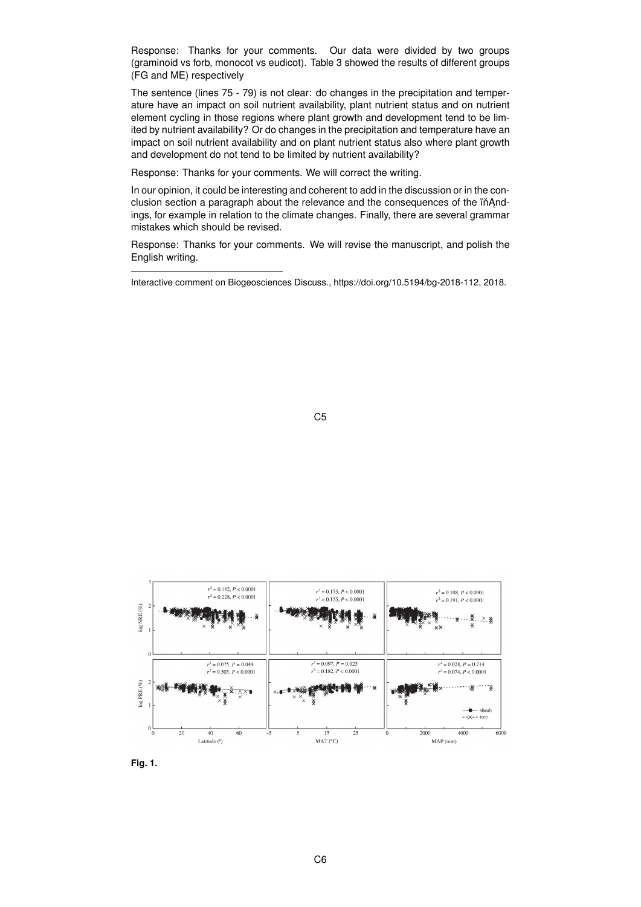Response: Thanks for your comments. Our data were divided by two groups (graminoid vs forb, monocot vs eudicot). Table 3 showed the results of different groups (FG and ME) respectively

The sentence (lines 75 - 79) is not clear: do changes in the precipitation and temperature have an impact on soil nutrient availability, plant nutrient status and on nutrient element cycling in those regions where plant growth and development tend to be limited by nutrient availability? Or do changes in the precipitation and temperature have an impact on soil nutrient availability and on plant nutrient status also where plant growth and development do not tend to be limited by nutrient availability?

Response: Thanks for your comments. We will correct the writing.

In our opinion, it could be interesting and coherent to add in the discussion or in the conclusion section a paragraph about the relevance and the consequences of the ïňĄndings, for example in relation to the climate changes. Finally, there are several grammar mistakes which should be revised.

Response: Thanks for your comments. We will revise the manuscript, and polish the English writing.

---

Interactive comment on Biogeosciences Discuss., https://doi.org/10.5194/bg-2018-112, 2018.

**Fig. 1.**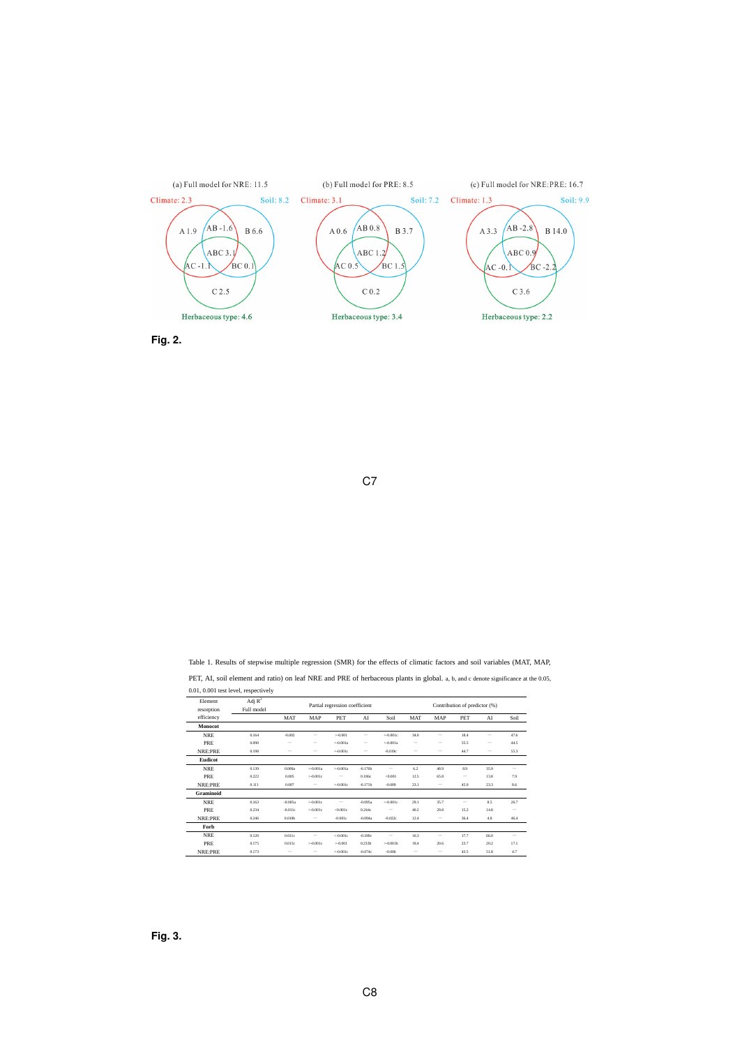(a) Full model for NRE: 11.5

Climate: 2.3

Soil: 8.2

A 1.9

AB -1.6

B 6.6

ABC 3.1

AC -1.1

BC 0.1

C 2.5

Herbaceous type: 4.6

(b) Full model for PRE: 8.5

Climate: 3.1

Soil: 7.2

A 0.6

AB 0.8

B 3.7

ABC 1.2

AC 0.5

BC 1.5

C 0.2

Herbaceous type: 3.4

(c) Full model for NRE:PRE: 16.7

Climate: 1.3

Soil: 9.9

A 3.3

AB -2.8

B 14.0

ABC 0.9

AC -0.1

BC -2.2

C 3.6

Herbaceous type: 2.2

**Fig. 2.**

Table 1. Results of stepwise multiple regression (SMR) for the effects of climatic factors and soil variables (MAT, MAP, PET, AI, soil element and ratio) on leaf NRE and PRE of herbaceous plants in global. a, b, and c denote significance at the 0.05, 0.01, 0.001 test level, respectively

| Element resorption efficiency | Adj $R^2$ Full model | Partial regression coefficient | | | | | Contribution of predictor (%) | | | | |
|---|---|---|---|---|---|---|---|---|---|---|---|
| | | MAT | MAP | PET | AI | Soil | MAT | MAP | PET | AI | Soil |
| **Monocot** | | | | | | | | | | | |
| NRE | 0.164 | -0.002 | — | >-0.001 | — | >-0.001c | 34.0 | — | 18.4 | — | 47.6 |
| PRE | 0.090 | — | — | >-0.001a | — | >-0.001a | — | — | 55.5 | — | 44.5 |
| NRE:PRE | 0.198 | — | — | >-0.001c | — | -0.018c | — | — | 44.7 | — | 55.3 |
| **Eudicot** | | | | | | | | | | | |
| NRE | 0.139 | 0.008a | >-0.001a | >-0.001a | -0.178b | — | 6.2 | 40.9 | 8.9 | 35.9 | — |
| PRE | 0.222 | 0.005 | >-0.001c | — | 0.186c | <0.001 | 12.5 | 65.8 | — | 13.8 | 7.9 |
| NRE:PRE | 0.311 | 0.007 | — | >-0.001c | -0.171b | -0.009 | 23.1 | — | 45.0 | 23.3 | 8.6 |
| **Graminoid** | | | | | | | | | | | |
| NRE | 0.163 | -0.005a | >-0.001c | — | -0.095a | >-0.001c | 29.1 | 35.7 | — | 8.5 | 26.7 |
| PRE | 0.234 | -0.011c | >-0.001c | <0.001c | 0.244c | — | 40.2 | 29.8 | 15.2 | 14.8 | — |
| NRE:PRE | 0.246 | 0.010b | — | -0.001c | -0.094a | -0.022c | 12.4 | — | 36.4 | 4.8 | 46.4 |
| **Forb** | | | | | | | | | | | |
| NRE | 0.120 | 0.011c | — | >-0.001c | -0.188c | — | 16.3 | — | 17.7 | 66.0 | — |
| PRE | 0.175 | 0.015c | >-0.001c | >-0.001 | 0.233b | >-0.001b | 18.4 | 20.6 | 23.7 | 20.2 | 17.1 |
| NRE:PRE | 0.173 | — | — | >-0.001c | -0.074c | -0.006 | — | — | 43.5 | 51.8 | 4.7 |

**Fig. 3.**